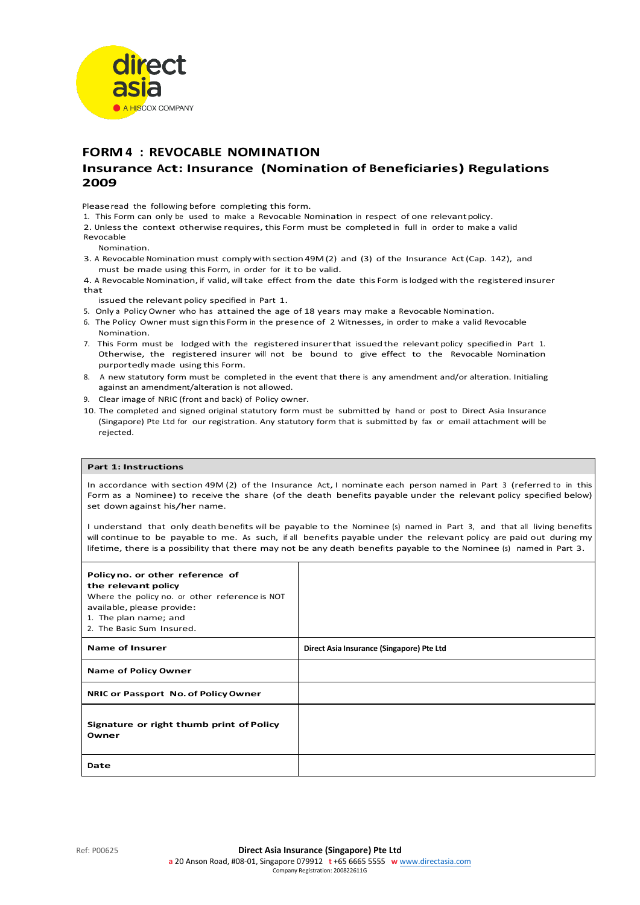direct asia
A HISCOX COMPANY

# FORM 4 : REVOCABLE NOMINATION

## Insurance Act: Insurance (Nomination of Beneficiaries) Regulations 2009

Please read the following before completing this form.

1. This Form can only be used to make a Revocable Nomination in respect of one relevant policy.
2. Unless the context otherwise requires, this Form must be completed in full in order to make a valid Revocable Nomination.
3. A Revocable Nomination must comply with section 49M (2) and (3) of the Insurance Act (Cap. 142), and must be made using this Form, in order for it to be valid.
4. A Revocable Nomination, if valid, will take effect from the date this Form is lodged with the registered insurer that issued the relevant policy specified in Part 1.
5. Only a Policy Owner who has attained the age of 18 years may make a Revocable Nomination.
6. The Policy Owner must sign this Form in the presence of 2 Witnesses, in order to make a valid Revocable Nomination.
7. This Form must be lodged with the registered insurer that issued the relevant policy specified in Part 1. Otherwise, the registered insurer will not be bound to give effect to the Revocable Nomination purportedly made using this Form.
8. A new statutory form must be completed in the event that there is any amendment and/or alteration. Initialing against an amendment/alteration is not allowed.
9. Clear image of NRIC (front and back) of Policy owner.
10. The completed and signed original statutory form must be submitted by hand or post to Direct Asia Insurance (Singapore) Pte Ltd for our registration. Any statutory form that is submitted by fax or email attachment will be rejected.

**Part 1: Instructions**

In accordance with section 49M (2) of the Insurance Act, I nominate each person named in Part 3 (referred to in this Form as a Nominee) to receive the share (of the death benefits payable under the relevant policy specified below) set down against his/her name.

I understand that only death benefits will be payable to the Nominee (s) named in Part 3, and that all living benefits will continue to be payable to me. As such, if all benefits payable under the relevant policy are paid out during my lifetime, there is a possibility that there may not be any death benefits payable to the Nominee (s) named in Part 3.

| | |
|---|---|
| **Policy no. or other reference of the relevant policy**<br>Where the policy no. or other reference is NOT available, please provide:<br>1. The plan name; and<br>2. The Basic Sum Insured. | |
| **Name of Insurer** | **Direct Asia Insurance (Singapore) Pte Ltd** |
| **Name of Policy Owner** | |
| **NRIC or Passport No. of Policy Owner** | |
| **Signature or right thumb print of Policy Owner** | |
| **Date** | |

Ref: P00625

**Direct Asia Insurance (Singapore) Pte Ltd**
a 20 Anson Road, #08-01, Singapore 079912 t +65 6665 5555 w www.directasia.com
Company Registration: 200822611G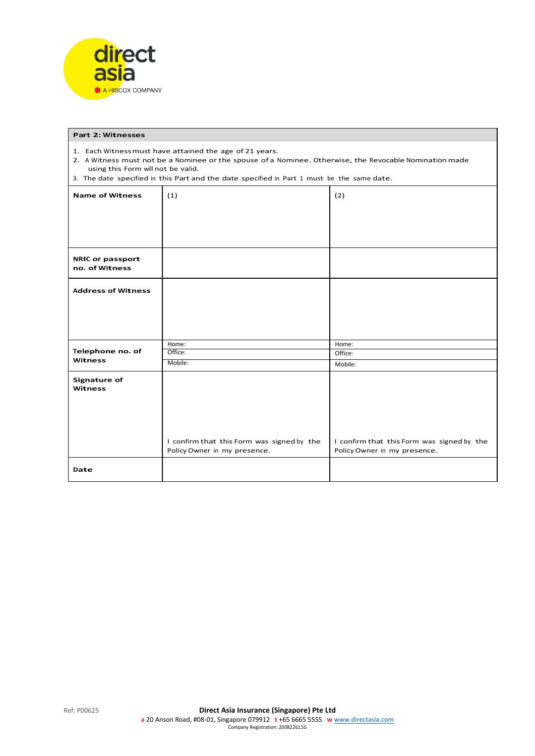## Part 2: Witnesses

1. Each Witness must have attained the age of 21 years.
2. A Witness must not be a Nominee or the spouse of a Nominee. Otherwise, the Revocable Nomination made using this Form will not be valid.
3. The date specified in this Part and the date specified in Part 1 must be the same date.

| | | |
|---|---|---|
| **Name of Witness** | (1) | (2) |
| **NRIC or passport no. of Witness** | | |
| **Address of Witness** | | |
| **Telephone no. of Witness** | Home:<br>Office:<br>Mobile: | Home:<br>Office:<br>Mobile: |
| **Signature of Witness** | I confirm that this Form was signed by the Policy Owner in my presence. | I confirm that this Form was signed by the Policy Owner in my presence. |
| **Date** | | |

Ref: P00625

**Direct Asia Insurance (Singapore) Pte Ltd**
a 20 Anson Road, #08-01, Singapore 079912 t +65 6665 5555 w www.directasia.com
Company Registration: 200822611G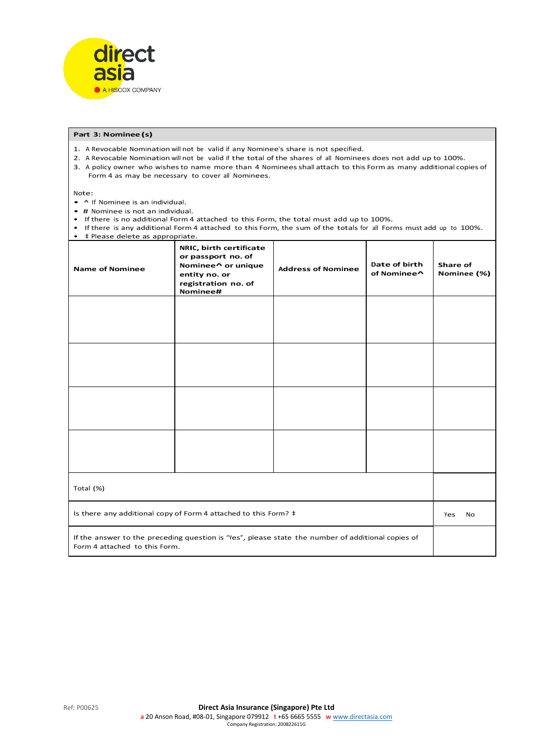**Part 3: Nominee(s)**

1. A Revocable Nomination will not be valid if any Nominee's share is not specified.
2. A Revocable Nomination will not be valid if the total of the shares of all Nominees does not add up to 100%.
3. A policy owner who wishes to name more than 4 Nominees shall attach to this Form as many additional copies of Form 4 as may be necessary to cover all Nominees.

Note:

- ^ If Nominee is an individual.
- # Nominee is not an individual.
- If there is no additional Form 4 attached to this Form, the total must add up to 100%.
- If there is any additional Form 4 attached to this Form, the sum of the totals for all Forms must add up to 100%.
- ‡ Please delete as appropriate.

| Name of Nominee | NRIC, birth certificate or passport no. of Nominee^ or unique entity no. or registration no. of Nominee# | Address of Nominee | Date of birth of Nominee^ | Share of Nominee (%) |
|---|---|---|---|---|
| | | | | |
| | | | | |
| | | | | |
| | | | | |
| Total (%) | | | | |
| Is there any additional copy of Form 4 attached to this Form? ‡ | | | | Yes No |
| If the answer to the preceding question is "Yes", please state the number of additional copies of Form 4 attached to this Form. | | | | |

Ref: P00625

**Direct Asia Insurance (Singapore) Pte Ltd**
a 20 Anson Road, #08-01, Singapore 079912 t +65 6665 5555 w www.directasia.com
Company Registration: 200822611G